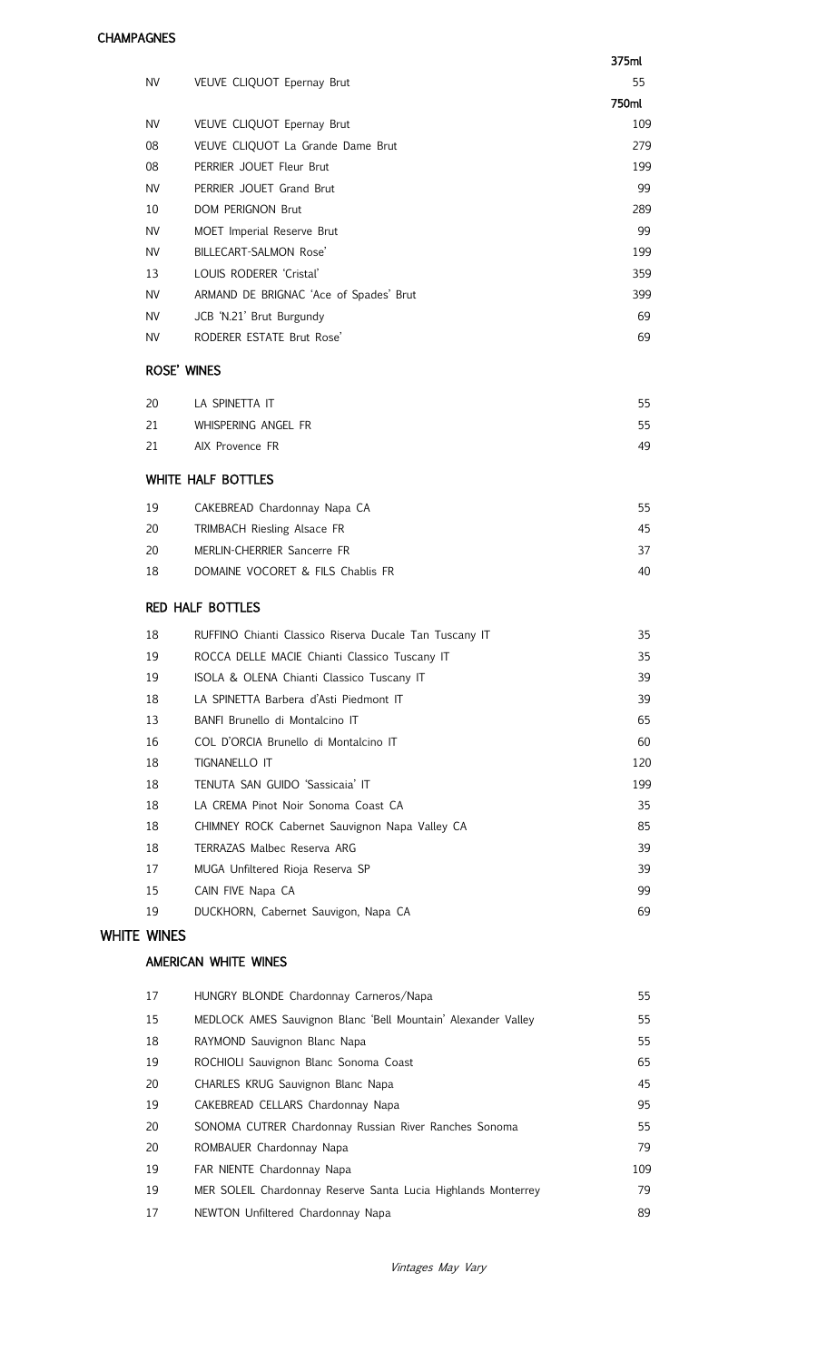## CHAMPAGNES

| | | 375ml |
|---|---|---|
| NV | VEUVE CLIQUOT Epernay Brut | 55 |
| | | **750ml** |
| NV | VEUVE CLIQUOT Epernay Brut | 109 |
| 08 | VEUVE CLIQUOT La Grande Dame Brut | 279 |
| 08 | PERRIER JOUET Fleur Brut | 199 |
| NV | PERRIER JOUET Grand Brut | 99 |
| 10 | DOM PERIGNON Brut | 289 |
| NV | MOET Imperial Reserve Brut | 99 |
| NV | BILLECART-SALMON Rose' | 199 |
| 13 | LOUIS RODERER 'Cristal' | 359 |
| NV | ARMAND DE BRIGNAC 'Ace of Spades' Brut | 399 |
| NV | JCB 'N.21' Brut Burgundy | 69 |
| NV | RODERER ESTATE Brut Rose' | 69 |

### ROSE' WINES

| | | |
|---|---|---|
| 20 | LA SPINETTA IT | 55 |
| 21 | WHISPERING ANGEL FR | 55 |
| 21 | AIX Provence FR | 49 |

### WHITE HALF BOTTLES

| | | |
|---|---|---|
| 19 | CAKEBREAD Chardonnay Napa CA | 55 |
| 20 | TRIMBACH Riesling Alsace FR | 45 |
| 20 | MERLIN-CHERRIER Sancerre FR | 37 |
| 18 | DOMAINE VOCORET & FILS Chablis FR | 40 |

### RED HALF BOTTLES

| | | |
|---|---|---|
| 18 | RUFFINO Chianti Classico Riserva Ducale Tan Tuscany IT | 35 |
| 19 | ROCCA DELLE MACIE Chianti Classico Tuscany IT | 35 |
| 19 | ISOLA & OLENA Chianti Classico Tuscany IT | 39 |
| 18 | LA SPINETTA Barbera d'Asti Piedmont IT | 39 |
| 13 | BANFI Brunello di Montalcino IT | 65 |
| 16 | COL D'ORCIA Brunello di Montalcino IT | 60 |
| 18 | TIGNANELLO IT | 120 |
| 18 | TENUTA SAN GUIDO 'Sassicaia' IT | 199 |
| 18 | LA CREMA Pinot Noir Sonoma Coast CA | 35 |
| 18 | CHIMNEY ROCK Cabernet Sauvignon Napa Valley CA | 85 |
| 18 | TERRAZAS Malbec Reserva ARG | 39 |
| 17 | MUGA Unfiltered Rioja Reserva SP | 39 |
| 15 | CAIN FIVE Napa CA | 99 |
| 19 | DUCKHORN, Cabernet Sauvigon, Napa CA | 69 |

## WHITE WINES

### AMERICAN WHITE WINES

| | | |
|---|---|---|
| 17 | HUNGRY BLONDE Chardonnay Carneros/Napa | 55 |
| 15 | MEDLOCK AMES Sauvignon Blanc 'Bell Mountain' Alexander Valley | 55 |
| 18 | RAYMOND Sauvignon Blanc Napa | 55 |
| 19 | ROCHIOLI Sauvignon Blanc Sonoma Coast | 65 |
| 20 | CHARLES KRUG Sauvignon Blanc Napa | 45 |
| 19 | CAKEBREAD CELLARS Chardonnay Napa | 95 |
| 20 | SONOMA CUTRER Chardonnay Russian River Ranches Sonoma | 55 |
| 20 | ROMBAUER Chardonnay Napa | 79 |
| 19 | FAR NIENTE Chardonnay Napa | 109 |
| 19 | MER SOLEIL Chardonnay Reserve Santa Lucia Highlands Monterrey | 79 |
| 17 | NEWTON Unfiltered Chardonnay Napa | 89 |

*Vintages May Vary*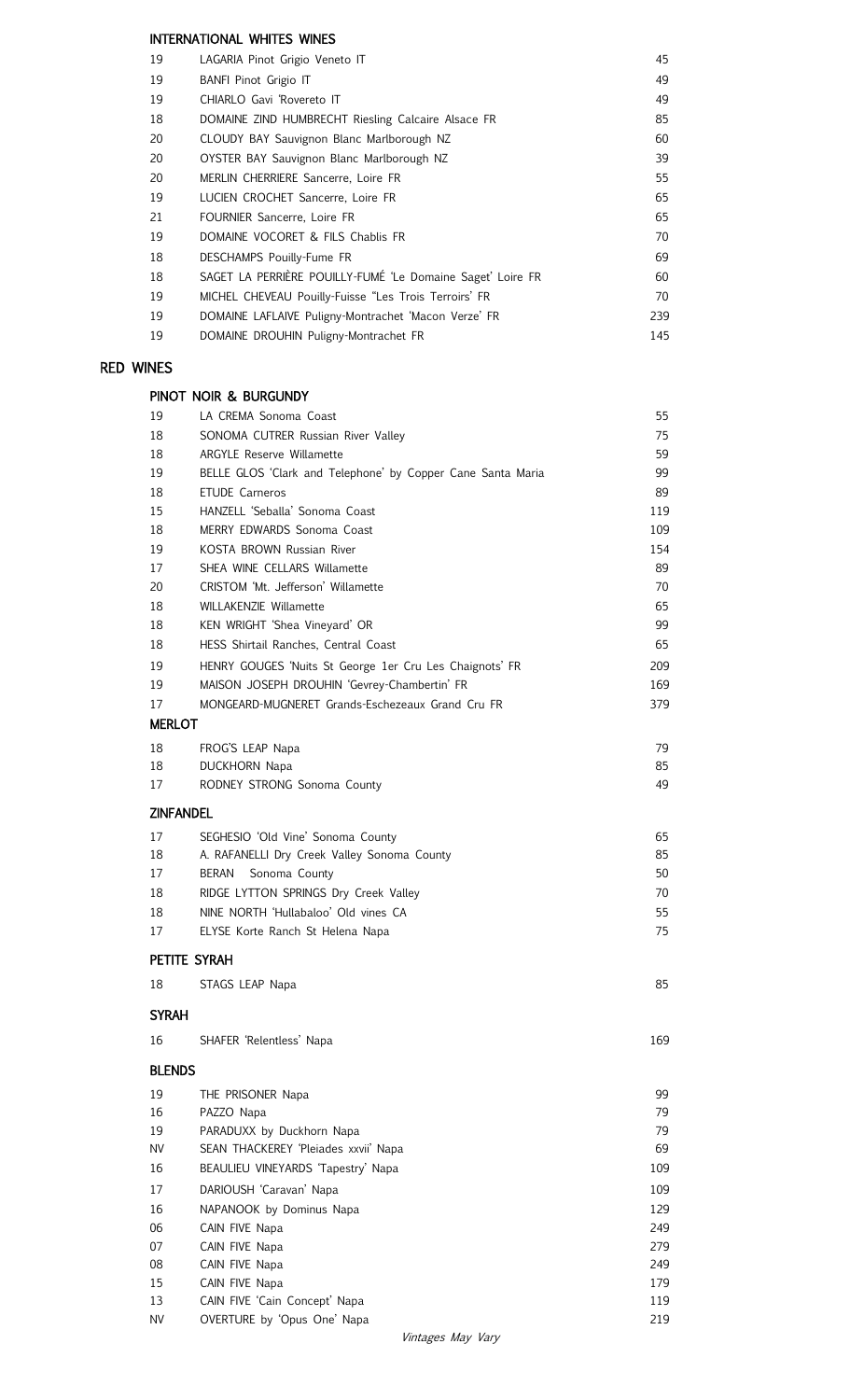### INTERNATIONAL WHITES WINES

| | | |
|---|---|---|
| 19 | LAGARIA Pinot Grigio Veneto IT | 45 |
| 19 | BANFI Pinot Grigio IT | 49 |
| 19 | CHIARLO Gavi 'Rovereto IT | 49 |
| 18 | DOMAINE ZIND HUMBRECHT Riesling Calcaire Alsace FR | 85 |
| 20 | CLOUDY BAY Sauvignon Blanc Marlborough NZ | 60 |
| 20 | OYSTER BAY Sauvignon Blanc Marlborough NZ | 39 |
| 20 | MERLIN CHERRIERE Sancerre, Loire FR | 55 |
| 19 | LUCIEN CROCHET Sancerre, Loire FR | 65 |
| 21 | FOURNIER Sancerre, Loire FR | 65 |
| 19 | DOMAINE VOCORET & FILS Chablis FR | 70 |
| 18 | DESCHAMPS Pouilly-Fume FR | 69 |
| 18 | SAGET LA PERRIÈRE POUILLY-FUMÉ 'Le Domaine Saget' Loire FR | 60 |
| 19 | MICHEL CHEVEAU Pouilly-Fuisse "Les Trois Terroirs' FR | 70 |
| 19 | DOMAINE LAFLAIVE Puligny-Montrachet 'Macon Verze' FR | 239 |
| 19 | DOMAINE DROUHIN Puligny-Montrachet FR | 145 |

## RED WINES

### PINOT NOIR & BURGUNDY

| | | |
|---|---|---|
| 19 | LA CREMA Sonoma Coast | 55 |
| 18 | SONOMA CUTRER Russian River Valley | 75 |
| 18 | ARGYLE Reserve Willamette | 59 |
| 19 | BELLE GLOS 'Clark and Telephone' by Copper Cane Santa Maria | 99 |
| 18 | ETUDE Carneros | 89 |
| 15 | HANZELL 'Seballa' Sonoma Coast | 119 |
| 18 | MERRY EDWARDS Sonoma Coast | 109 |
| 19 | KOSTA BROWN Russian River | 154 |
| 17 | SHEA WINE CELLARS Willamette | 89 |
| 20 | CRISTOM 'Mt. Jefferson' Willamette | 70 |
| 18 | WILLAKENZIE Willamette | 65 |
| 18 | KEN WRIGHT 'Shea Vineyard' OR | 99 |
| 18 | HESS Shirtail Ranches, Central Coast | 65 |
| 19 | HENRY GOUGES 'Nuits St George 1er Cru Les Chaignots' FR | 209 |
| 19 | MAISON JOSEPH DROUHIN 'Gevrey-Chambertin' FR | 169 |
| 17 | MONGEARD-MUGNERET Grands-Eschezeaux Grand Cru FR | 379 |

### MERLOT

| | | |
|---|---|---|
| 18 | FROG'S LEAP Napa | 79 |
| 18 | DUCKHORN Napa | 85 |
| 17 | RODNEY STRONG Sonoma County | 49 |

### ZINFANDEL

| | | |
|---|---|---|
| 17 | SEGHESIO 'Old Vine' Sonoma County | 65 |
| 18 | A. RAFANELLI Dry Creek Valley Sonoma County | 85 |
| 17 | BERAN Sonoma County | 50 |
| 18 | RIDGE LYTTON SPRINGS Dry Creek Valley | 70 |
| 18 | NINE NORTH 'Hullabaloo' Old vines CA | 55 |
| 17 | ELYSE Korte Ranch St Helena Napa | 75 |

### PETITE SYRAH

| | | |
|---|---|---|
| 18 | STAGS LEAP Napa | 85 |

### SYRAH

| | | |
|---|---|---|
| 16 | SHAFER 'Relentless' Napa | 169 |

### BLENDS

| | | |
|---|---|---|
| 19 | THE PRISONER Napa | 99 |
| 16 | PAZZO Napa | 79 |
| 19 | PARADUXX by Duckhorn Napa | 79 |
| NV | SEAN THACKEREY 'Pleiades xxvii' Napa | 69 |
| 16 | BEAULIEU VINEYARDS 'Tapestry' Napa | 109 |
| 17 | DARIOUSH 'Caravan' Napa | 109 |
| 16 | NAPANOOK by Dominus Napa | 129 |
| 06 | CAIN FIVE Napa | 249 |
| 07 | CAIN FIVE Napa | 279 |
| 08 | CAIN FIVE Napa | 249 |
| 15 | CAIN FIVE Napa | 179 |
| 13 | CAIN FIVE 'Cain Concept' Napa | 119 |
| NV | OVERTURE by 'Opus One' Napa | 219 |

*Vintages May Vary*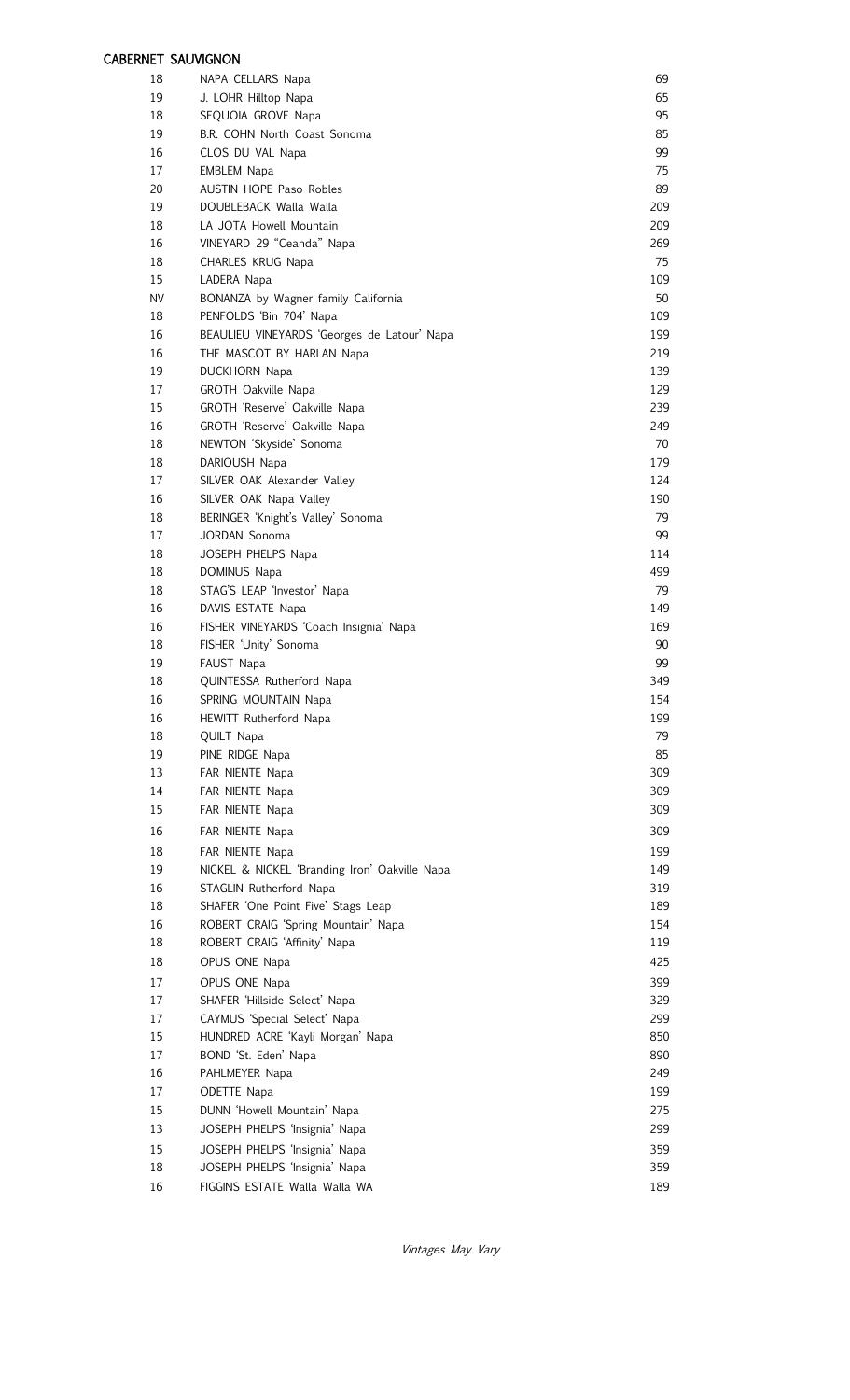## CABERNET SAUVIGNON

| Vintage | Wine | Price |
|---|---|---|
| 18 | NAPA CELLARS Napa | 69 |
| 19 | J. LOHR Hilltop Napa | 65 |
| 18 | SEQUOIA GROVE Napa | 95 |
| 19 | B.R. COHN North Coast Sonoma | 85 |
| 16 | CLOS DU VAL Napa | 99 |
| 17 | EMBLEM Napa | 75 |
| 20 | AUSTIN HOPE Paso Robles | 89 |
| 19 | DOUBLEBACK Walla Walla | 209 |
| 18 | LA JOTA Howell Mountain | 209 |
| 16 | VINEYARD 29 "Ceanda" Napa | 269 |
| 18 | CHARLES KRUG Napa | 75 |
| 15 | LADERA Napa | 109 |
| NV | BONANZA by Wagner family California | 50 |
| 18 | PENFOLDS 'Bin 704' Napa | 109 |
| 16 | BEAULIEU VINEYARDS 'Georges de Latour' Napa | 199 |
| 16 | THE MASCOT BY HARLAN Napa | 219 |
| 19 | DUCKHORN Napa | 139 |
| 17 | GROTH Oakville Napa | 129 |
| 15 | GROTH 'Reserve' Oakville Napa | 239 |
| 16 | GROTH 'Reserve' Oakville Napa | 249 |
| 18 | NEWTON 'Skyside' Sonoma | 70 |
| 18 | DARIOUSH Napa | 179 |
| 17 | SILVER OAK Alexander Valley | 124 |
| 16 | SILVER OAK Napa Valley | 190 |
| 18 | BERINGER 'Knight's Valley' Sonoma | 79 |
| 17 | JORDAN Sonoma | 99 |
| 18 | JOSEPH PHELPS Napa | 114 |
| 18 | DOMINUS Napa | 499 |
| 18 | STAG'S LEAP 'Investor' Napa | 79 |
| 16 | DAVIS ESTATE Napa | 149 |
| 16 | FISHER VINEYARDS 'Coach Insignia' Napa | 169 |
| 18 | FISHER 'Unity' Sonoma | 90 |
| 19 | FAUST Napa | 99 |
| 18 | QUINTESSA Rutherford Napa | 349 |
| 16 | SPRING MOUNTAIN Napa | 154 |
| 16 | HEWITT Rutherford Napa | 199 |
| 18 | QUILT Napa | 79 |
| 19 | PINE RIDGE Napa | 85 |
| 13 | FAR NIENTE Napa | 309 |
| 14 | FAR NIENTE Napa | 309 |
| 15 | FAR NIENTE Napa | 309 |
| 16 | FAR NIENTE Napa | 309 |
| 18 | FAR NIENTE Napa | 199 |
| 19 | NICKEL & NICKEL 'Branding Iron' Oakville Napa | 149 |
| 16 | STAGLIN Rutherford Napa | 319 |
| 18 | SHAFER 'One Point Five' Stags Leap | 189 |
| 16 | ROBERT CRAIG 'Spring Mountain' Napa | 154 |
| 18 | ROBERT CRAIG 'Affinity' Napa | 119 |
| 18 | OPUS ONE Napa | 425 |
| 17 | OPUS ONE Napa | 399 |
| 17 | SHAFER 'Hillside Select' Napa | 329 |
| 17 | CAYMUS 'Special Select' Napa | 299 |
| 15 | HUNDRED ACRE 'Kayli Morgan' Napa | 850 |
| 17 | BOND 'St. Eden' Napa | 890 |
| 16 | PAHLMEYER Napa | 249 |
| 17 | ODETTE Napa | 199 |
| 15 | DUNN 'Howell Mountain' Napa | 275 |
| 13 | JOSEPH PHELPS 'Insignia' Napa | 299 |
| 15 | JOSEPH PHELPS 'Insignia' Napa | 359 |
| 18 | JOSEPH PHELPS 'Insignia' Napa | 359 |
| 16 | FIGGINS ESTATE Walla Walla WA | 189 |

*Vintages May Vary*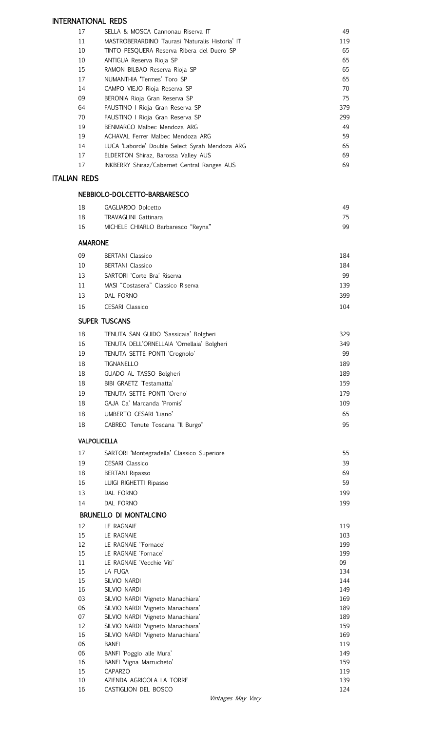## INTERNATIONAL REDS

| | | |
|---|---|---|
| 17 | SELLA & MOSCA Cannonau Riserva IT | 49 |
| 11 | MASTROBERARDINO Taurasi 'Naturalis Historia' IT | 119 |
| 10 | TINTO PESQUERA Reserva Ribera del Duero SP | 65 |
| 10 | ANTIGUA Reserva Rioja SP | 65 |
| 15 | RAMON BILBAO Reserva Rioja SP | 65 |
| 17 | NUMANTHIA 'Termes' Toro SP | 65 |
| 14 | CAMPO VIEJO Rioja Reserva SP | 70 |
| 09 | BERONIA Rioja Gran Reserva SP | 75 |
| 64 | FAUSTINO I Rioja Gran Reserva SP | 379 |
| 70 | FAUSTINO I Rioja Gran Reserva SP | 299 |
| 19 | BENMARCO Malbec Mendoza ARG | 49 |
| 19 | ACHAVAL Ferrer Malbec Mendoza ARG | 59 |
| 14 | LUCA 'Laborde' Double Select Syrah Mendoza ARG | 65 |
| 17 | ELDERTON Shiraz, Barossa Valley AUS | 69 |
| 17 | INKBERRY Shiraz/Cabernet Central Ranges AUS | 69 |

## ITALIAN REDS

### NEBBIOLO-DOLCETTO-BARBARESCO

| | | |
|---|---|---|
| 18 | GAGLIARDO Dolcetto | 49 |
| 18 | TRAVAGLINI Gattinara | 75 |
| 16 | MICHELE CHIARLO Barbaresco "Reyna" | 99 |

### AMARONE

| | | |
|---|---|---|
| 09 | BERTANI Classico | 184 |
| 10 | BERTANI Classico | 184 |
| 13 | SARTORI 'Corte Bra' Riserva | 99 |
| 11 | MASI "Costasera" Classico Riserva | 139 |
| 13 | DAL FORNO | 399 |
| 16 | CESARI Classico | 104 |

### SUPER TUSCANS

| | | |
|---|---|---|
| 18 | TENUTA SAN GUIDO 'Sassicaia' Bolgheri | 329 |
| 16 | TENUTA DELL'ORNELLAIA 'Ornellaia' Bolgheri | 349 |
| 19 | TENUTA SETTE PONTI 'Crognolo' | 99 |
| 18 | TIGNANELLO | 189 |
| 18 | GUADO AL TASSO Bolgheri | 189 |
| 18 | BIBI GRAETZ 'Testamatta' | 159 |
| 19 | TENUTA SETTE PONTI 'Oreno' | 179 |
| 18 | GAJA Ca' Marcanda 'Promis' | 109 |
| 18 | UMBERTO CESARI 'Liano' | 65 |
| 18 | CABREO Tenute Toscana "Il Burgo" | 95 |

### VALPOLICELLA

| | | |
|---|---|---|
| 17 | SARTORI 'Montegradella' Classico Superiore | 55 |
| 19 | CESARI Classico | 39 |
| 18 | BERTANI Ripasso | 69 |
| 16 | LUIGI RIGHETTI Ripasso | 59 |
| 13 | DAL FORNO | 199 |
| 14 | DAL FORNO | 199 |

### BRUNELLO DI MONTALCINO

| | | |
|---|---|---|
| 12 | LE RAGNAIE | 119 |
| 15 | LE RAGNAIE | 103 |
| 12 | LE RAGNAIE 'Fornace' | 199 |
| 15 | LE RAGNAIE 'Fornace' | 199 |
| 11 | LE RAGNAIE 'Vecchie Viti' | 09 |
| 15 | LA FUGA | 134 |
| 15 | SILVIO NARDI | 144 |
| 16 | SILVIO NARDI | 149 |
| 03 | SILVIO NARDI 'Vigneto Manachiara' | 169 |
| 06 | SILVIO NARDI 'Vigneto Manachiara' | 189 |
| 07 | SILVIO NARDI 'Vigneto Manachiara' | 189 |
| 12 | SILVIO NARDI 'Vigneto Manachiara' | 159 |
| 16 | SILVIO NARDI 'Vigneto Manachiara' | 169 |
| 06 | BANFI | 119 |
| 06 | BANFI 'Poggio alle Mura' | 149 |
| 16 | BANFI 'Vigna Marrucheto' | 159 |
| 15 | CAPARZO | 119 |
| 10 | AZIENDA AGRICOLA LA TORRE | 139 |
| 16 | CASTIGLION DEL BOSCO | 124 |

*Vintages May Vary*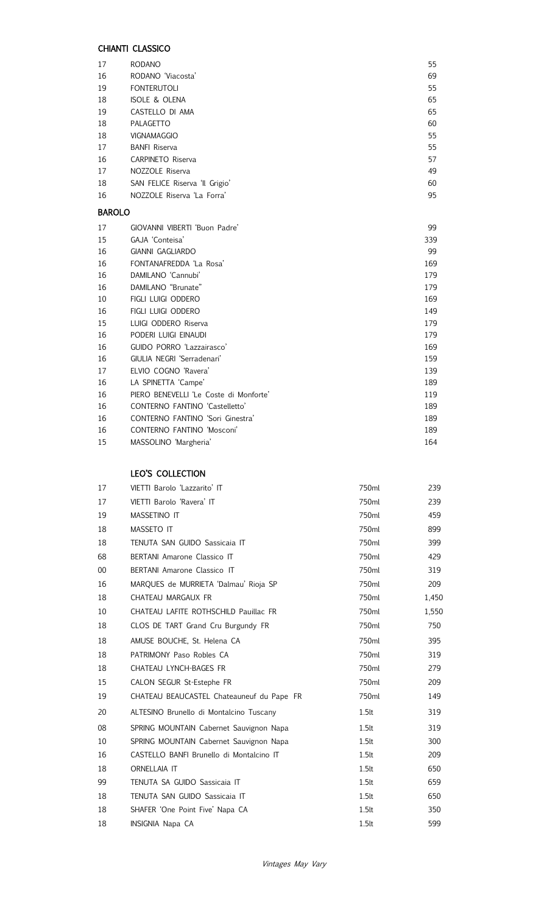## CHIANTI CLASSICO

| | | |
|---|---|---|
| 17 | RODANO | 55 |
| 16 | RODANO 'Viacosta' | 69 |
| 19 | FONTERUTOLI | 55 |
| 18 | ISOLE & OLENA | 65 |
| 19 | CASTELLO DI AMA | 65 |
| 18 | PALAGETTO | 60 |
| 18 | VIGNAMAGGIO | 55 |
| 17 | BANFI Riserva | 55 |
| 16 | CARPINETO Riserva | 57 |
| 17 | NOZZOLE Riserva | 49 |
| 18 | SAN FELICE Riserva 'Il Grigio' | 60 |
| 16 | NOZZOLE Riserva 'La Forra' | 95 |

## BAROLO

| | | |
|---|---|---|
| 17 | GIOVANNI VIBERTI 'Buon Padre' | 99 |
| 15 | GAJA 'Conteisa' | 339 |
| 16 | GIANNI GAGLIARDO | 99 |
| 16 | FONTANAFREDDA 'La Rosa' | 169 |
| 16 | DAMILANO 'Cannubi' | 179 |
| 16 | DAMILANO "Brunate" | 179 |
| 10 | FIGLI LUIGI ODDERO | 169 |
| 16 | FIGLI LUIGI ODDERO | 149 |
| 15 | LUIGI ODDERO Riserva | 179 |
| 16 | PODERI LUIGI EINAUDI | 179 |
| 16 | GUIDO PORRO 'Lazzairasco' | 169 |
| 16 | GIULIA NEGRI 'Serradenari' | 159 |
| 17 | ELVIO COGNO 'Ravera' | 139 |
| 16 | LA SPINETTA 'Campe' | 189 |
| 16 | PIERO BENEVELLI 'Le Coste di Monforte' | 119 |
| 16 | CONTERNO FANTINO 'Castelletto' | 189 |
| 16 | CONTERNO FANTINO 'Sori Ginestra' | 189 |
| 16 | CONTERNO FANTINO 'Mosconi' | 189 |
| 15 | MASSOLINO 'Margheria' | 164 |

## LEO'S COLLECTION

| | | | |
|---|---|---|---|
| 17 | VIETTI Barolo 'Lazzarito' IT | 750ml | 239 |
| 17 | VIETTI Barolo 'Ravera' IT | 750ml | 239 |
| 19 | MASSETINO IT | 750ml | 459 |
| 18 | MASSETO IT | 750ml | 899 |
| 18 | TENUTA SAN GUIDO Sassicaia IT | 750ml | 399 |
| 68 | BERTANI Amarone Classico IT | 750ml | 429 |
| 00 | BERTANI Amarone Classico IT | 750ml | 319 |
| 16 | MARQUES de MURRIETA 'Dalmau' Rioja SP | 750ml | 209 |
| 18 | CHATEAU MARGAUX FR | 750ml | 1,450 |
| 10 | CHATEAU LAFITE ROTHSCHILD Pauillac FR | 750ml | 1,550 |
| 18 | CLOS DE TART Grand Cru Burgundy FR | 750ml | 750 |
| 18 | AMUSE BOUCHE, St. Helena CA | 750ml | 395 |
| 18 | PATRIMONY Paso Robles CA | 750ml | 319 |
| 18 | CHATEAU LYNCH-BAGES FR | 750ml | 279 |
| 15 | CALON SEGUR St-Estephe FR | 750ml | 209 |
| 19 | CHATEAU BEAUCASTEL Chateauneuf du Pape FR | 750ml | 149 |
| 20 | ALTESINO Brunello di Montalcino Tuscany | 1.5lt | 319 |
| 08 | SPRING MOUNTAIN Cabernet Sauvignon Napa | 1.5lt | 319 |
| 10 | SPRING MOUNTAIN Cabernet Sauvignon Napa | 1.5lt | 300 |
| 16 | CASTELLO BANFI Brunello di Montalcino IT | 1.5lt | 209 |
| 18 | ORNELLAIA IT | 1.5lt | 650 |
| 99 | TENUTA SA GUIDO Sassicaia IT | 1.5lt | 659 |
| 18 | TENUTA SAN GUIDO Sassicaia IT | 1.5lt | 650 |
| 18 | SHAFER 'One Point Five' Napa CA | 1.5lt | 350 |
| 18 | INSIGNIA Napa CA | 1.5lt | 599 |

*Vintages May Vary*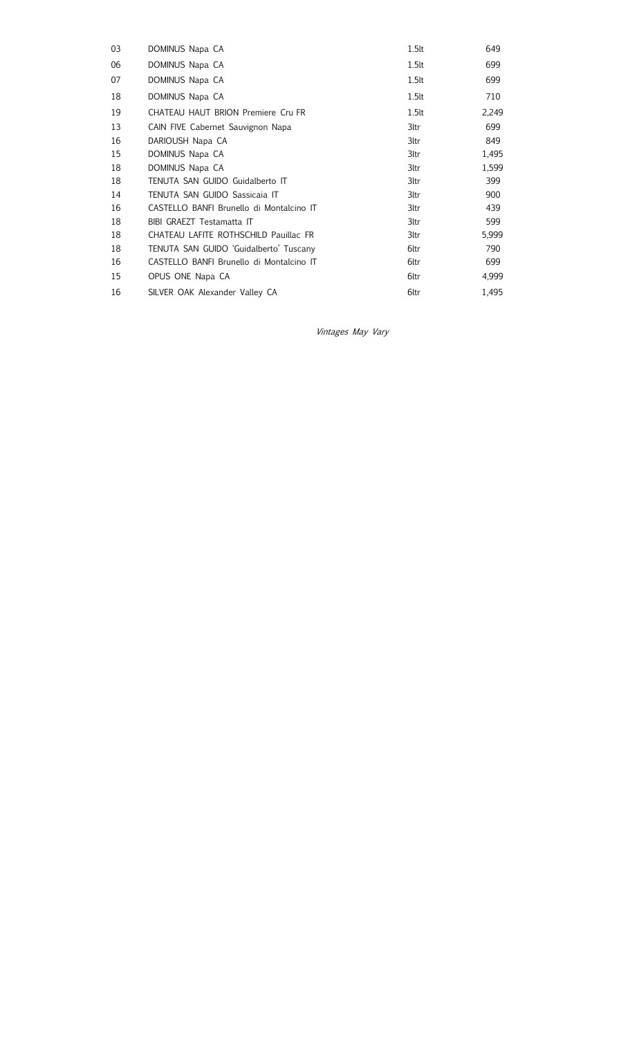| | | | |
|---|---|---|---|
| 03 | DOMINUS Napa CA | 1.5lt | 649 |
| 06 | DOMINUS Napa CA | 1.5lt | 699 |
| 07 | DOMINUS Napa CA | 1.5lt | 699 |
| 18 | DOMINUS Napa CA | 1.5lt | 710 |
| 19 | CHATEAU HAUT BRION Premiere Cru FR | 1.5lt | 2,249 |
| 13 | CAIN FIVE Cabernet Sauvignon Napa | 3ltr | 699 |
| 16 | DARIOUSH Napa CA | 3ltr | 849 |
| 15 | DOMINUS Napa CA | 3ltr | 1,495 |
| 18 | DOMINUS Napa CA | 3ltr | 1,599 |
| 18 | TENUTA SAN GUIDO Guidalberto IT | 3ltr | 399 |
| 14 | TENUTA SAN GUIDO Sassicaia IT | 3ltr | 900 |
| 16 | CASTELLO BANFI Brunello di Montalcino IT | 3ltr | 439 |
| 18 | BIBI GRAEZT Testamatta IT | 3ltr | 599 |
| 18 | CHATEAU LAFITE ROTHSCHILD Pauillac FR | 3ltr | 5,999 |
| 18 | TENUTA SAN GUIDO 'Guidalberto' Tuscany | 6ltr | 790 |
| 16 | CASTELLO BANFI Brunello di Montalcino IT | 6ltr | 699 |
| 15 | OPUS ONE Napa CA | 6ltr | 4,999 |
| 16 | SILVER OAK Alexander Valley CA | 6ltr | 1,495 |

*Vintages May Vary*